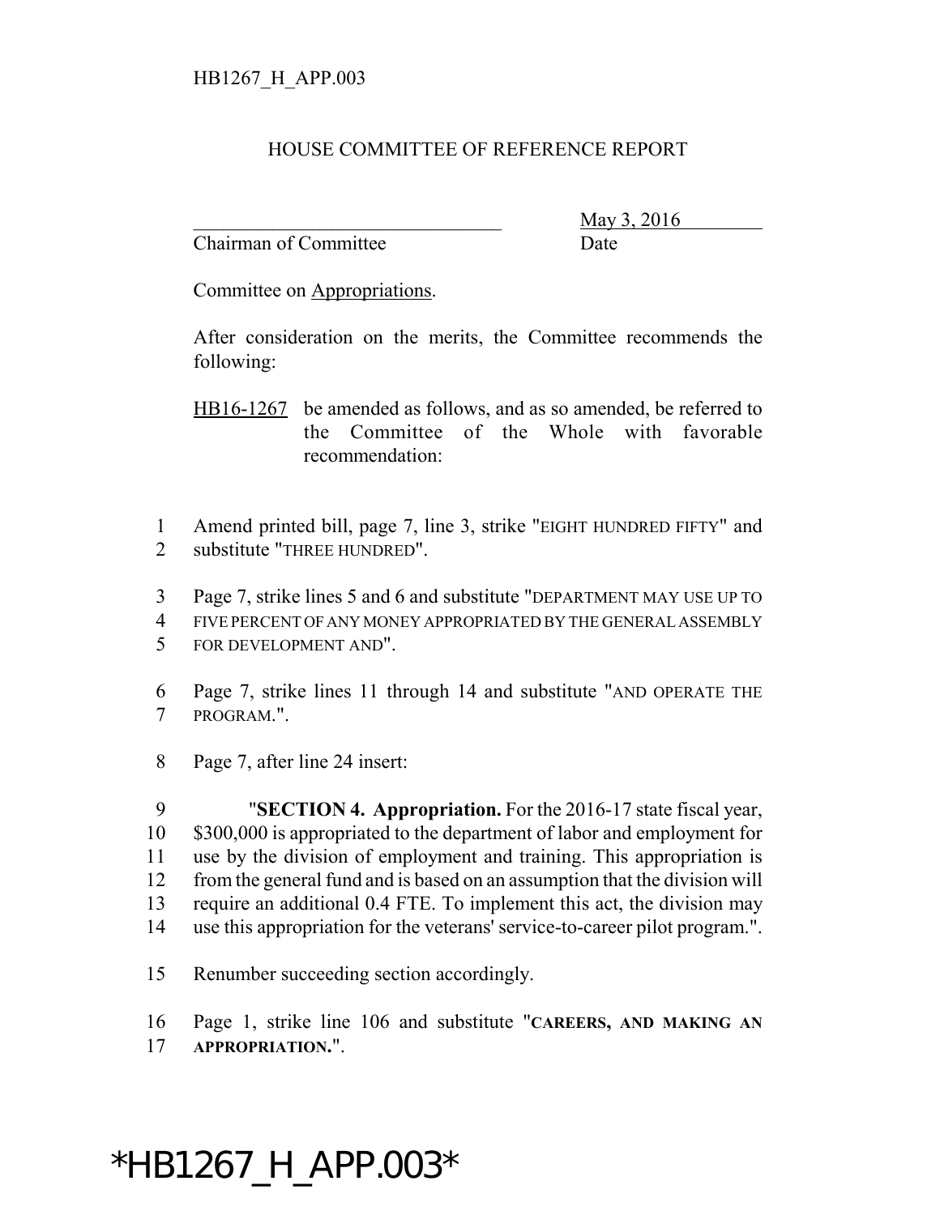HB1267_H_APP.003

HOUSE COMMITTEE OF REFERENCE REPORT

________________________________ May 3, 2016
Chairman of Committee Date

Committee on Appropriations.

After consideration on the merits, the Committee recommends the following:

HB16-1267 be amended as follows, and as so amended, be referred to the Committee of the Whole with favorable recommendation:

1 Amend printed bill, page 7, line 3, strike "EIGHT HUNDRED FIFTY" and
2 substitute "THREE HUNDRED".

3 Page 7, strike lines 5 and 6 and substitute "DEPARTMENT MAY USE UP TO
4 FIVE PERCENT OF ANY MONEY APPROPRIATED BY THE GENERAL ASSEMBLY
5 FOR DEVELOPMENT AND".

6 Page 7, strike lines 11 through 14 and substitute "AND OPERATE THE
7 PROGRAM.".

8 Page 7, after line 24 insert:

9 "**SECTION 4. Appropriation.** For the 2016-17 state fiscal year,
10 $300,000 is appropriated to the department of labor and employment for
11 use by the division of employment and training. This appropriation is
12 from the general fund and is based on an assumption that the division will
13 require an additional 0.4 FTE. To implement this act, the division may
14 use this appropriation for the veterans' service-to-career pilot program.".

15 Renumber succeeding section accordingly.

16 Page 1, strike line 106 and substitute "**CAREERS, AND MAKING AN**
17 **APPROPRIATION.**".

*HB1267_H_APP.003*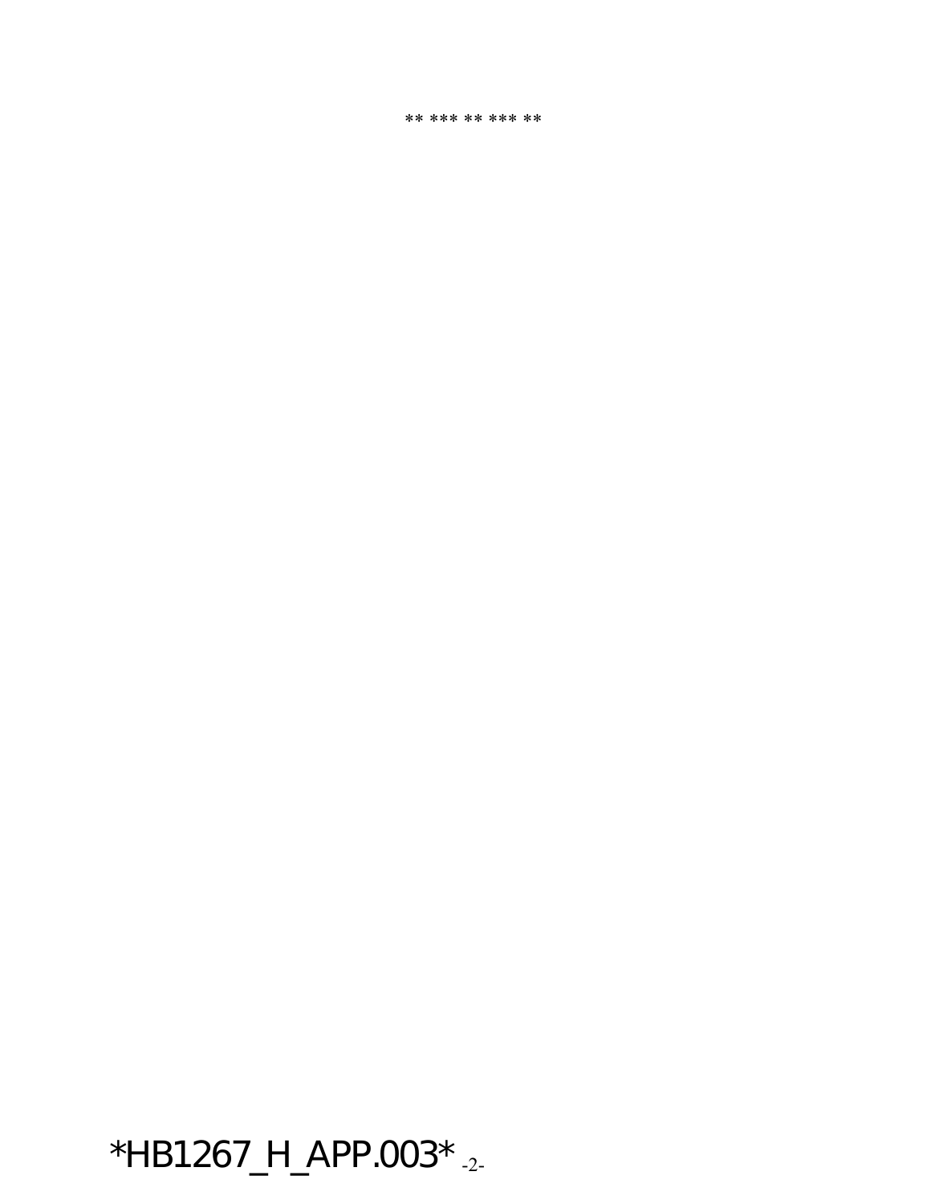** *** ** *** **

*HB1267_H_APP.003*